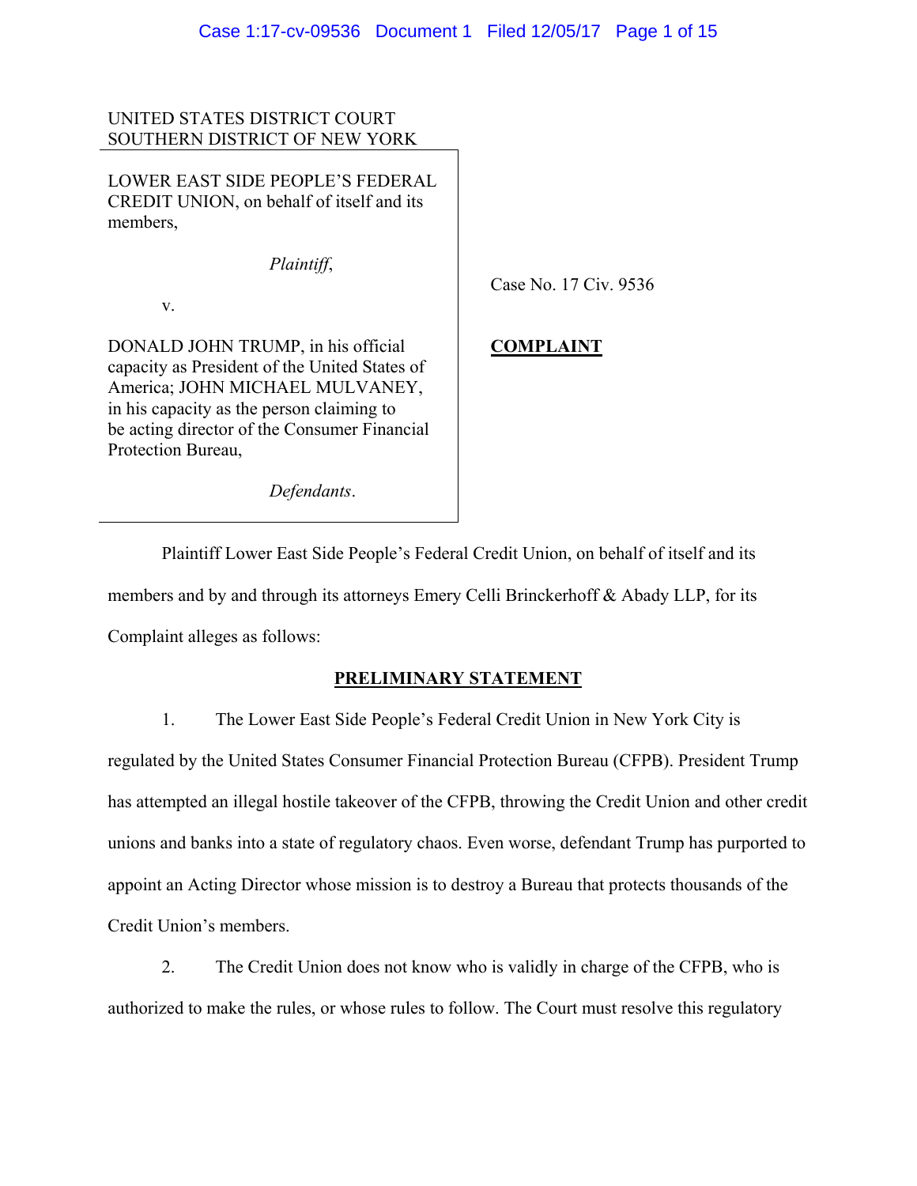UNITED STATES DISTRICT COURT
SOUTHERN DISTRICT OF NEW YORK

LOWER EAST SIDE PEOPLE'S FEDERAL CREDIT UNION, on behalf of itself and its members,

*Plaintiff*,

v.

DONALD JOHN TRUMP, in his official capacity as President of the United States of America; JOHN MICHAEL MULVANEY, in his capacity as the person claiming to be acting director of the Consumer Financial Protection Bureau,

*Defendants*.

Case No. 17 Civ. 9536

**COMPLAINT**

Plaintiff Lower East Side People's Federal Credit Union, on behalf of itself and its members and by and through its attorneys Emery Celli Brinckerhoff & Abady LLP, for its Complaint alleges as follows:

## PRELIMINARY STATEMENT

1. The Lower East Side People's Federal Credit Union in New York City is regulated by the United States Consumer Financial Protection Bureau (CFPB). President Trump has attempted an illegal hostile takeover of the CFPB, throwing the Credit Union and other credit unions and banks into a state of regulatory chaos. Even worse, defendant Trump has purported to appoint an Acting Director whose mission is to destroy a Bureau that protects thousands of the Credit Union's members.

2. The Credit Union does not know who is validly in charge of the CFPB, who is authorized to make the rules, or whose rules to follow. The Court must resolve this regulatory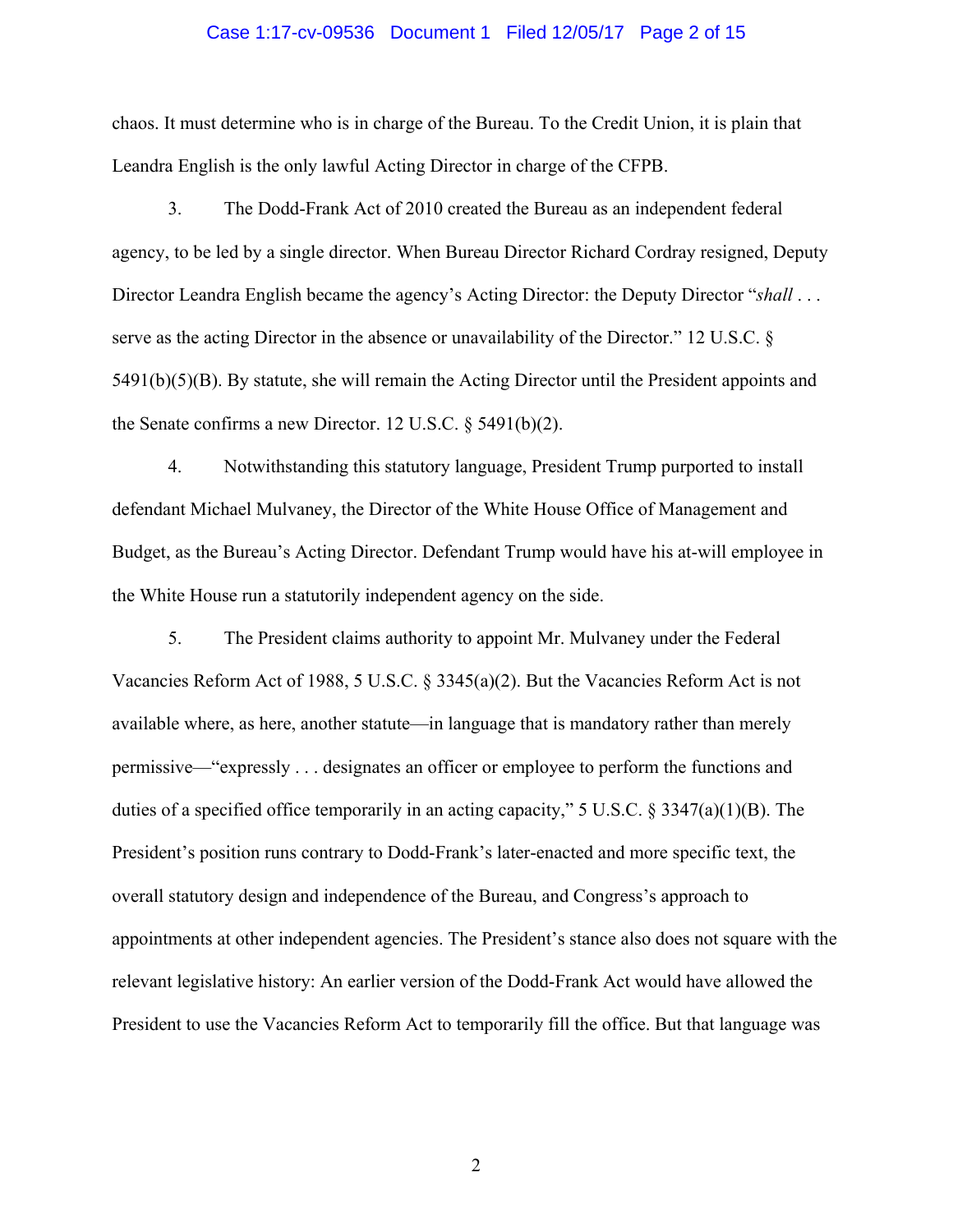chaos. It must determine who is in charge of the Bureau. To the Credit Union, it is plain that Leandra English is the only lawful Acting Director in charge of the CFPB.

3. The Dodd-Frank Act of 2010 created the Bureau as an independent federal agency, to be led by a single director. When Bureau Director Richard Cordray resigned, Deputy Director Leandra English became the agency's Acting Director: the Deputy Director "*shall* . . . serve as the acting Director in the absence or unavailability of the Director." 12 U.S.C. § 5491(b)(5)(B). By statute, she will remain the Acting Director until the President appoints and the Senate confirms a new Director. 12 U.S.C. § 5491(b)(2).

4. Notwithstanding this statutory language, President Trump purported to install defendant Michael Mulvaney, the Director of the White House Office of Management and Budget, as the Bureau's Acting Director. Defendant Trump would have his at-will employee in the White House run a statutorily independent agency on the side.

5. The President claims authority to appoint Mr. Mulvaney under the Federal Vacancies Reform Act of 1988, 5 U.S.C. § 3345(a)(2). But the Vacancies Reform Act is not available where, as here, another statute—in language that is mandatory rather than merely permissive—"expressly . . . designates an officer or employee to perform the functions and duties of a specified office temporarily in an acting capacity," 5 U.S.C. § 3347(a)(1)(B). The President's position runs contrary to Dodd-Frank's later-enacted and more specific text, the overall statutory design and independence of the Bureau, and Congress's approach to appointments at other independent agencies. The President's stance also does not square with the relevant legislative history: An earlier version of the Dodd-Frank Act would have allowed the President to use the Vacancies Reform Act to temporarily fill the office. But that language was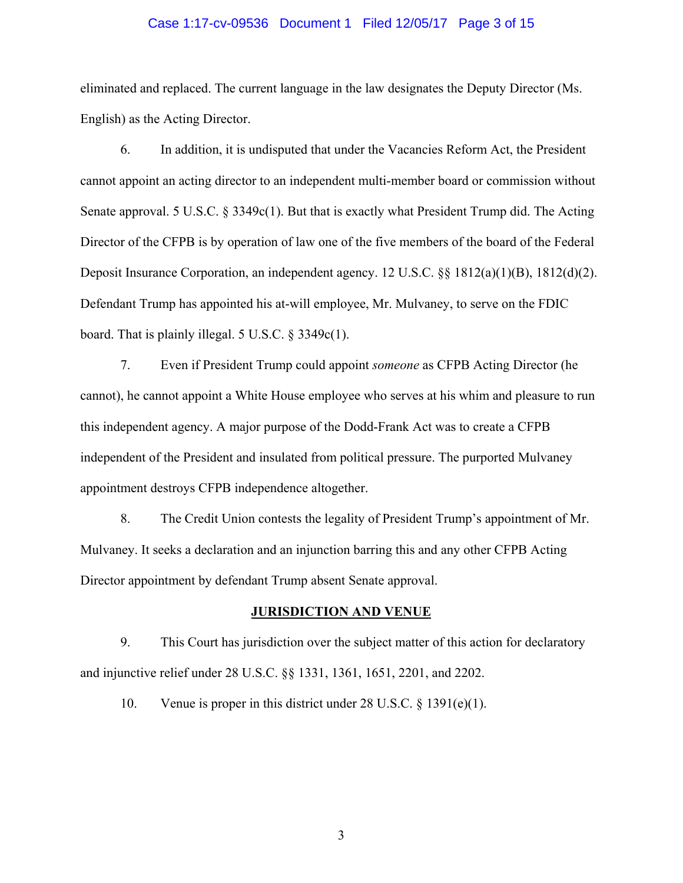eliminated and replaced. The current language in the law designates the Deputy Director (Ms. English) as the Acting Director.

6. In addition, it is undisputed that under the Vacancies Reform Act, the President cannot appoint an acting director to an independent multi-member board or commission without Senate approval. 5 U.S.C. § 3349c(1). But that is exactly what President Trump did. The Acting Director of the CFPB is by operation of law one of the five members of the board of the Federal Deposit Insurance Corporation, an independent agency. 12 U.S.C. §§ 1812(a)(1)(B), 1812(d)(2). Defendant Trump has appointed his at-will employee, Mr. Mulvaney, to serve on the FDIC board. That is plainly illegal. 5 U.S.C. § 3349c(1).

7. Even if President Trump could appoint *someone* as CFPB Acting Director (he cannot), he cannot appoint a White House employee who serves at his whim and pleasure to run this independent agency. A major purpose of the Dodd-Frank Act was to create a CFPB independent of the President and insulated from political pressure. The purported Mulvaney appointment destroys CFPB independence altogether.

8. The Credit Union contests the legality of President Trump's appointment of Mr. Mulvaney. It seeks a declaration and an injunction barring this and any other CFPB Acting Director appointment by defendant Trump absent Senate approval.

## JURISDICTION AND VENUE

9. This Court has jurisdiction over the subject matter of this action for declaratory and injunctive relief under 28 U.S.C. §§ 1331, 1361, 1651, 2201, and 2202.

10. Venue is proper in this district under 28 U.S.C. § 1391(e)(1).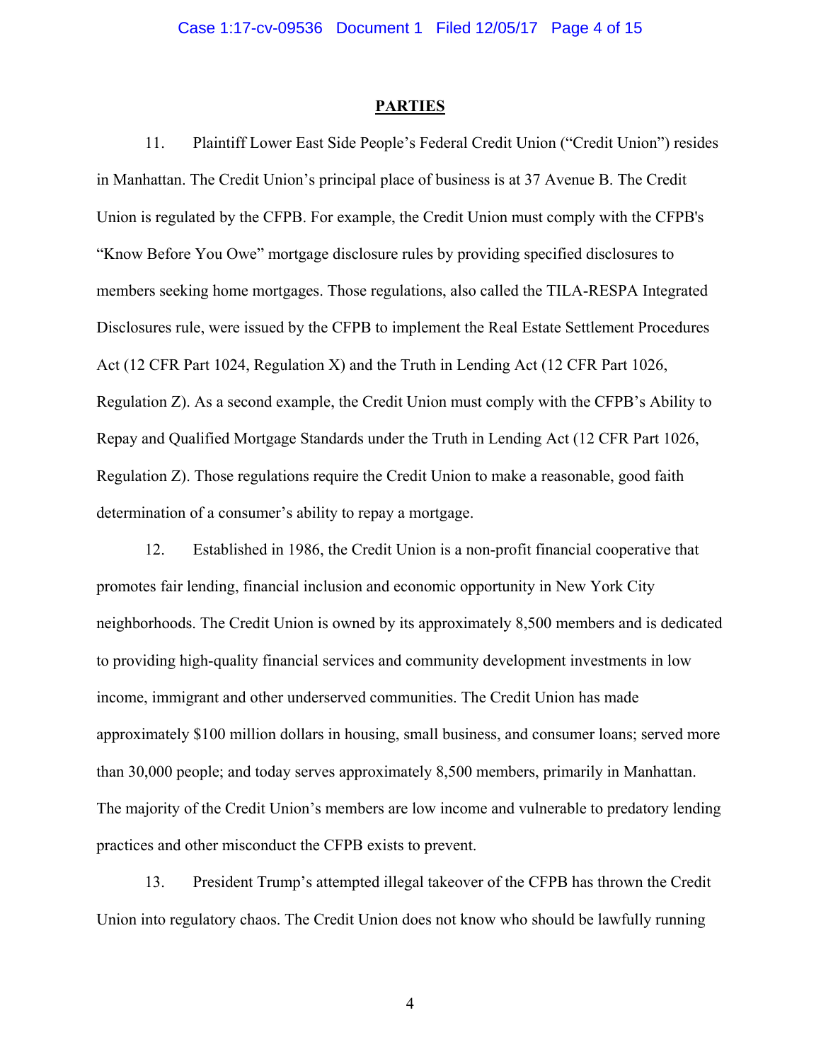## PARTIES

11. Plaintiff Lower East Side People's Federal Credit Union ("Credit Union") resides in Manhattan. The Credit Union's principal place of business is at 37 Avenue B. The Credit Union is regulated by the CFPB. For example, the Credit Union must comply with the CFPB's "Know Before You Owe" mortgage disclosure rules by providing specified disclosures to members seeking home mortgages. Those regulations, also called the TILA-RESPA Integrated Disclosures rule, were issued by the CFPB to implement the Real Estate Settlement Procedures Act (12 CFR Part 1024, Regulation X) and the Truth in Lending Act (12 CFR Part 1026, Regulation Z). As a second example, the Credit Union must comply with the CFPB's Ability to Repay and Qualified Mortgage Standards under the Truth in Lending Act (12 CFR Part 1026, Regulation Z). Those regulations require the Credit Union to make a reasonable, good faith determination of a consumer's ability to repay a mortgage.

12. Established in 1986, the Credit Union is a non-profit financial cooperative that promotes fair lending, financial inclusion and economic opportunity in New York City neighborhoods. The Credit Union is owned by its approximately 8,500 members and is dedicated to providing high-quality financial services and community development investments in low income, immigrant and other underserved communities. The Credit Union has made approximately $100 million dollars in housing, small business, and consumer loans; served more than 30,000 people; and today serves approximately 8,500 members, primarily in Manhattan. The majority of the Credit Union's members are low income and vulnerable to predatory lending practices and other misconduct the CFPB exists to prevent.

13. President Trump's attempted illegal takeover of the CFPB has thrown the Credit Union into regulatory chaos. The Credit Union does not know who should be lawfully running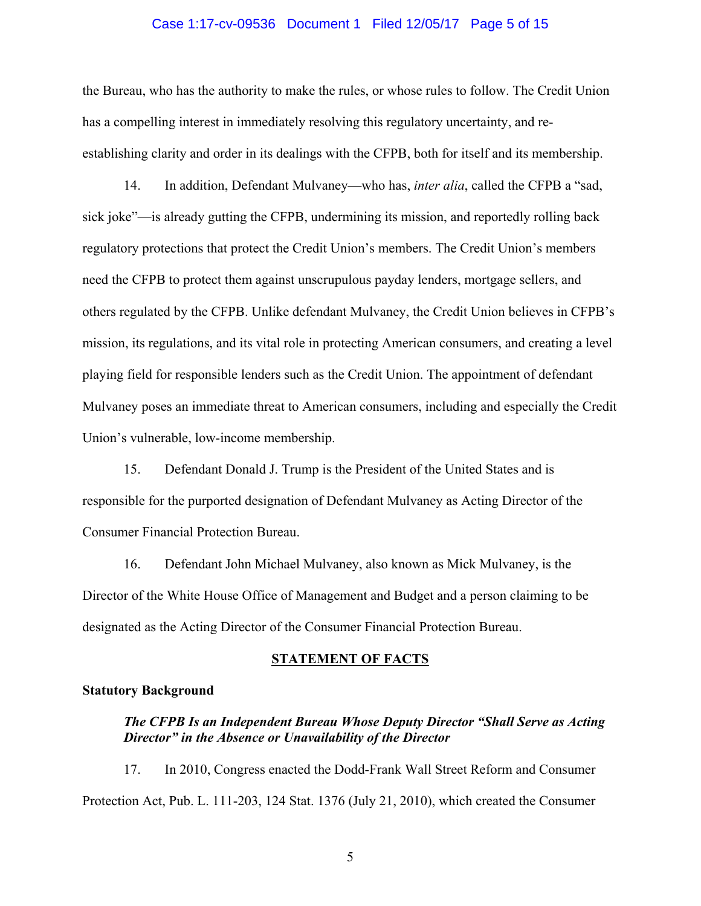the Bureau, who has the authority to make the rules, or whose rules to follow. The Credit Union has a compelling interest in immediately resolving this regulatory uncertainty, and re-establishing clarity and order in its dealings with the CFPB, both for itself and its membership.

14. In addition, Defendant Mulvaney—who has, *inter alia*, called the CFPB a "sad, sick joke"—is already gutting the CFPB, undermining its mission, and reportedly rolling back regulatory protections that protect the Credit Union's members. The Credit Union's members need the CFPB to protect them against unscrupulous payday lenders, mortgage sellers, and others regulated by the CFPB. Unlike defendant Mulvaney, the Credit Union believes in CFPB's mission, its regulations, and its vital role in protecting American consumers, and creating a level playing field for responsible lenders such as the Credit Union. The appointment of defendant Mulvaney poses an immediate threat to American consumers, including and especially the Credit Union's vulnerable, low-income membership.

15. Defendant Donald J. Trump is the President of the United States and is responsible for the purported designation of Defendant Mulvaney as Acting Director of the Consumer Financial Protection Bureau.

16. Defendant John Michael Mulvaney, also known as Mick Mulvaney, is the Director of the White House Office of Management and Budget and a person claiming to be designated as the Acting Director of the Consumer Financial Protection Bureau.

## STATEMENT OF FACTS

### Statutory Background

#### *The CFPB Is an Independent Bureau Whose Deputy Director "Shall Serve as Acting Director" in the Absence or Unavailability of the Director*

17. In 2010, Congress enacted the Dodd-Frank Wall Street Reform and Consumer Protection Act, Pub. L. 111-203, 124 Stat. 1376 (July 21, 2010), which created the Consumer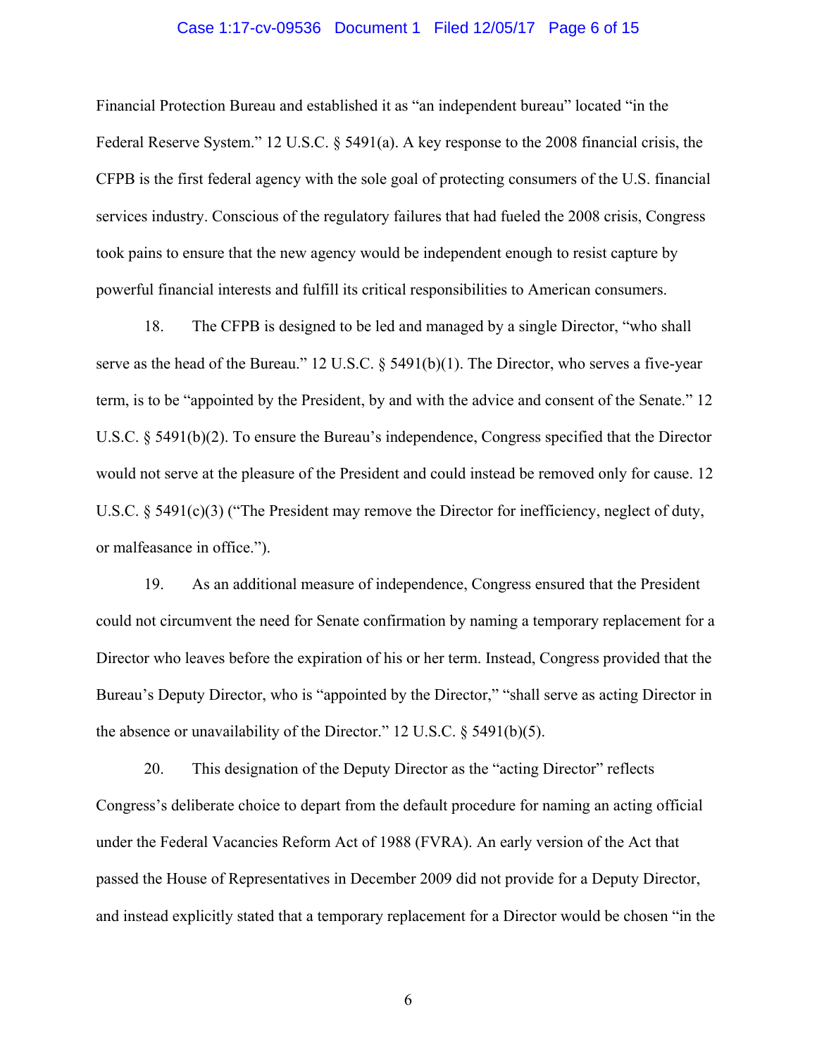Financial Protection Bureau and established it as "an independent bureau" located "in the Federal Reserve System." 12 U.S.C. § 5491(a). A key response to the 2008 financial crisis, the CFPB is the first federal agency with the sole goal of protecting consumers of the U.S. financial services industry. Conscious of the regulatory failures that had fueled the 2008 crisis, Congress took pains to ensure that the new agency would be independent enough to resist capture by powerful financial interests and fulfill its critical responsibilities to American consumers.

18. The CFPB is designed to be led and managed by a single Director, "who shall serve as the head of the Bureau." 12 U.S.C. § 5491(b)(1). The Director, who serves a five-year term, is to be "appointed by the President, by and with the advice and consent of the Senate." 12 U.S.C. § 5491(b)(2). To ensure the Bureau's independence, Congress specified that the Director would not serve at the pleasure of the President and could instead be removed only for cause. 12 U.S.C. § 5491(c)(3) ("The President may remove the Director for inefficiency, neglect of duty, or malfeasance in office.").

19. As an additional measure of independence, Congress ensured that the President could not circumvent the need for Senate confirmation by naming a temporary replacement for a Director who leaves before the expiration of his or her term. Instead, Congress provided that the Bureau's Deputy Director, who is "appointed by the Director," "shall serve as acting Director in the absence or unavailability of the Director." 12 U.S.C. § 5491(b)(5).

20. This designation of the Deputy Director as the "acting Director" reflects Congress's deliberate choice to depart from the default procedure for naming an acting official under the Federal Vacancies Reform Act of 1988 (FVRA). An early version of the Act that passed the House of Representatives in December 2009 did not provide for a Deputy Director, and instead explicitly stated that a temporary replacement for a Director would be chosen "in the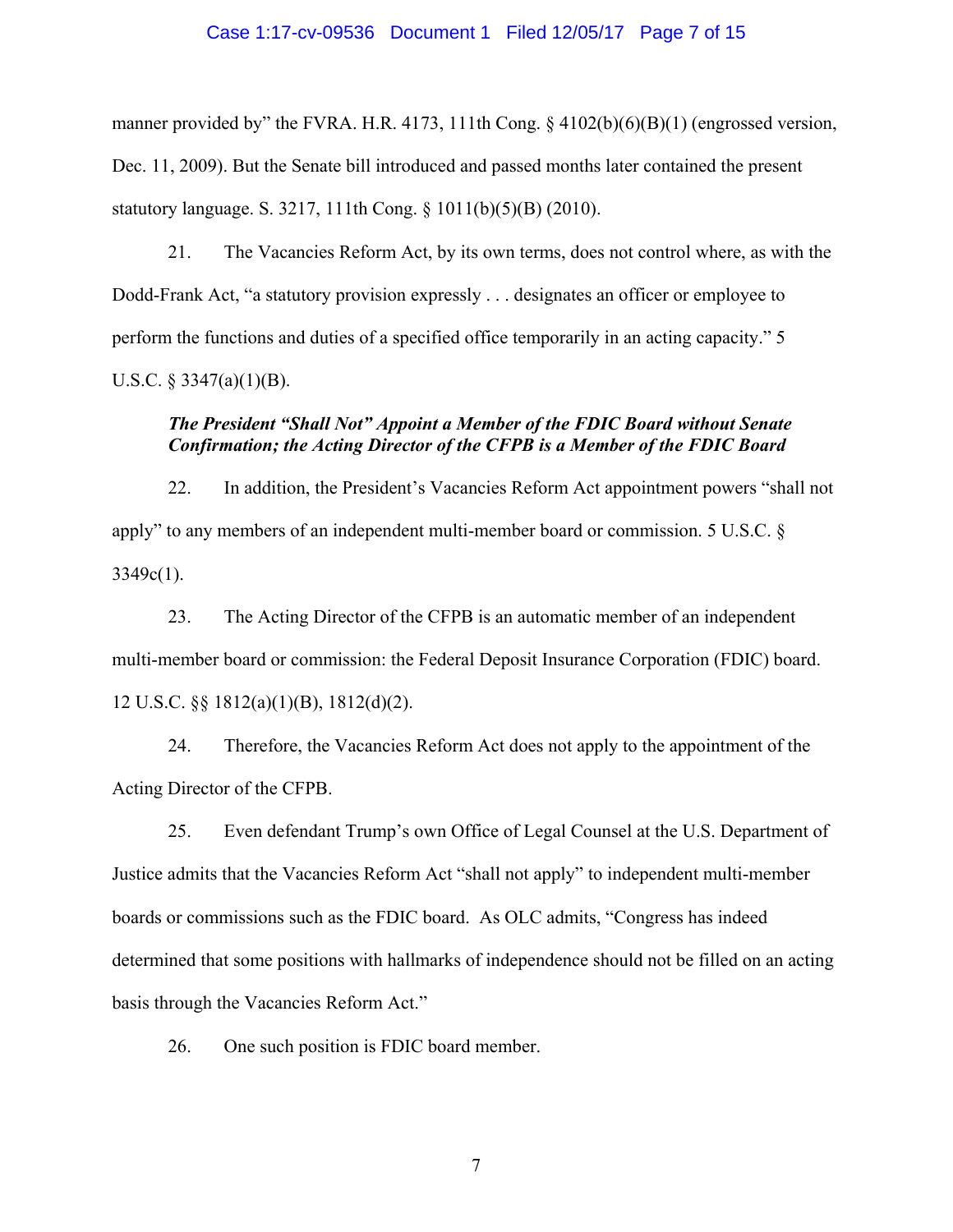manner provided by" the FVRA. H.R. 4173, 111th Cong. § 4102(b)(6)(B)(1) (engrossed version, Dec. 11, 2009). But the Senate bill introduced and passed months later contained the present statutory language. S. 3217, 111th Cong. § 1011(b)(5)(B) (2010).

21. The Vacancies Reform Act, by its own terms, does not control where, as with the Dodd-Frank Act, "a statutory provision expressly . . . designates an officer or employee to perform the functions and duties of a specified office temporarily in an acting capacity." 5 U.S.C. § 3347(a)(1)(B).

***The President "Shall Not" Appoint a Member of the FDIC Board without Senate Confirmation; the Acting Director of the CFPB is a Member of the FDIC Board***

22. In addition, the President's Vacancies Reform Act appointment powers "shall not apply" to any members of an independent multi-member board or commission. 5 U.S.C. § 3349c(1).

23. The Acting Director of the CFPB is an automatic member of an independent multi-member board or commission: the Federal Deposit Insurance Corporation (FDIC) board. 12 U.S.C. §§ 1812(a)(1)(B), 1812(d)(2).

24. Therefore, the Vacancies Reform Act does not apply to the appointment of the Acting Director of the CFPB.

25. Even defendant Trump's own Office of Legal Counsel at the U.S. Department of Justice admits that the Vacancies Reform Act "shall not apply" to independent multi-member boards or commissions such as the FDIC board. As OLC admits, "Congress has indeed determined that some positions with hallmarks of independence should not be filled on an acting basis through the Vacancies Reform Act."

26. One such position is FDIC board member.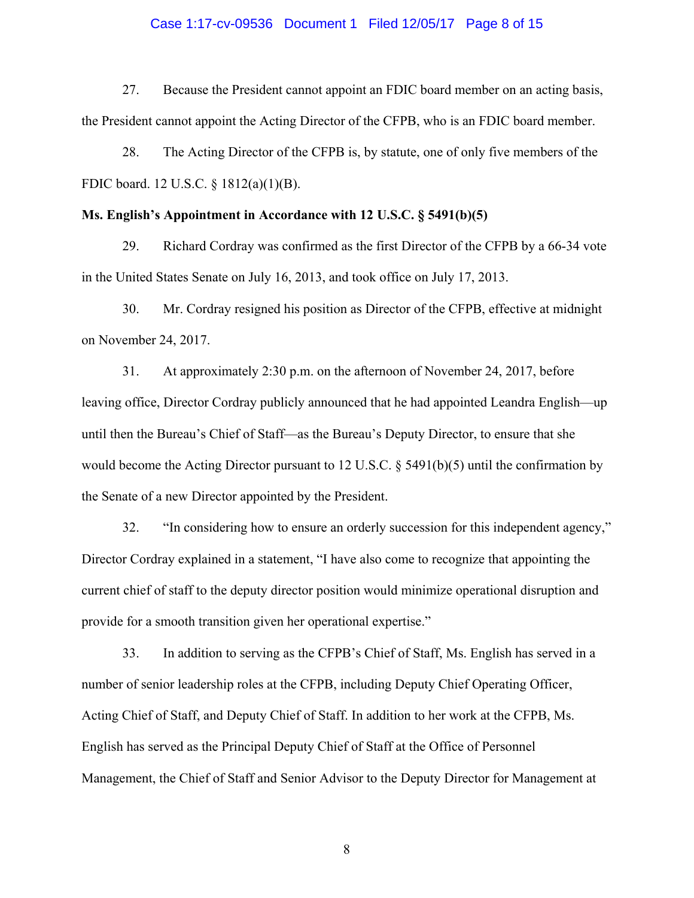27. Because the President cannot appoint an FDIC board member on an acting basis, the President cannot appoint the Acting Director of the CFPB, who is an FDIC board member.

28. The Acting Director of the CFPB is, by statute, one of only five members of the FDIC board. 12 U.S.C. § 1812(a)(1)(B).

**Ms. English's Appointment in Accordance with 12 U.S.C. § 5491(b)(5)**

29. Richard Cordray was confirmed as the first Director of the CFPB by a 66-34 vote in the United States Senate on July 16, 2013, and took office on July 17, 2013.

30. Mr. Cordray resigned his position as Director of the CFPB, effective at midnight on November 24, 2017.

31. At approximately 2:30 p.m. on the afternoon of November 24, 2017, before leaving office, Director Cordray publicly announced that he had appointed Leandra English—up until then the Bureau's Chief of Staff—as the Bureau's Deputy Director, to ensure that she would become the Acting Director pursuant to 12 U.S.C. § 5491(b)(5) until the confirmation by the Senate of a new Director appointed by the President.

32. "In considering how to ensure an orderly succession for this independent agency," Director Cordray explained in a statement, "I have also come to recognize that appointing the current chief of staff to the deputy director position would minimize operational disruption and provide for a smooth transition given her operational expertise."

33. In addition to serving as the CFPB's Chief of Staff, Ms. English has served in a number of senior leadership roles at the CFPB, including Deputy Chief Operating Officer, Acting Chief of Staff, and Deputy Chief of Staff. In addition to her work at the CFPB, Ms. English has served as the Principal Deputy Chief of Staff at the Office of Personnel Management, the Chief of Staff and Senior Advisor to the Deputy Director for Management at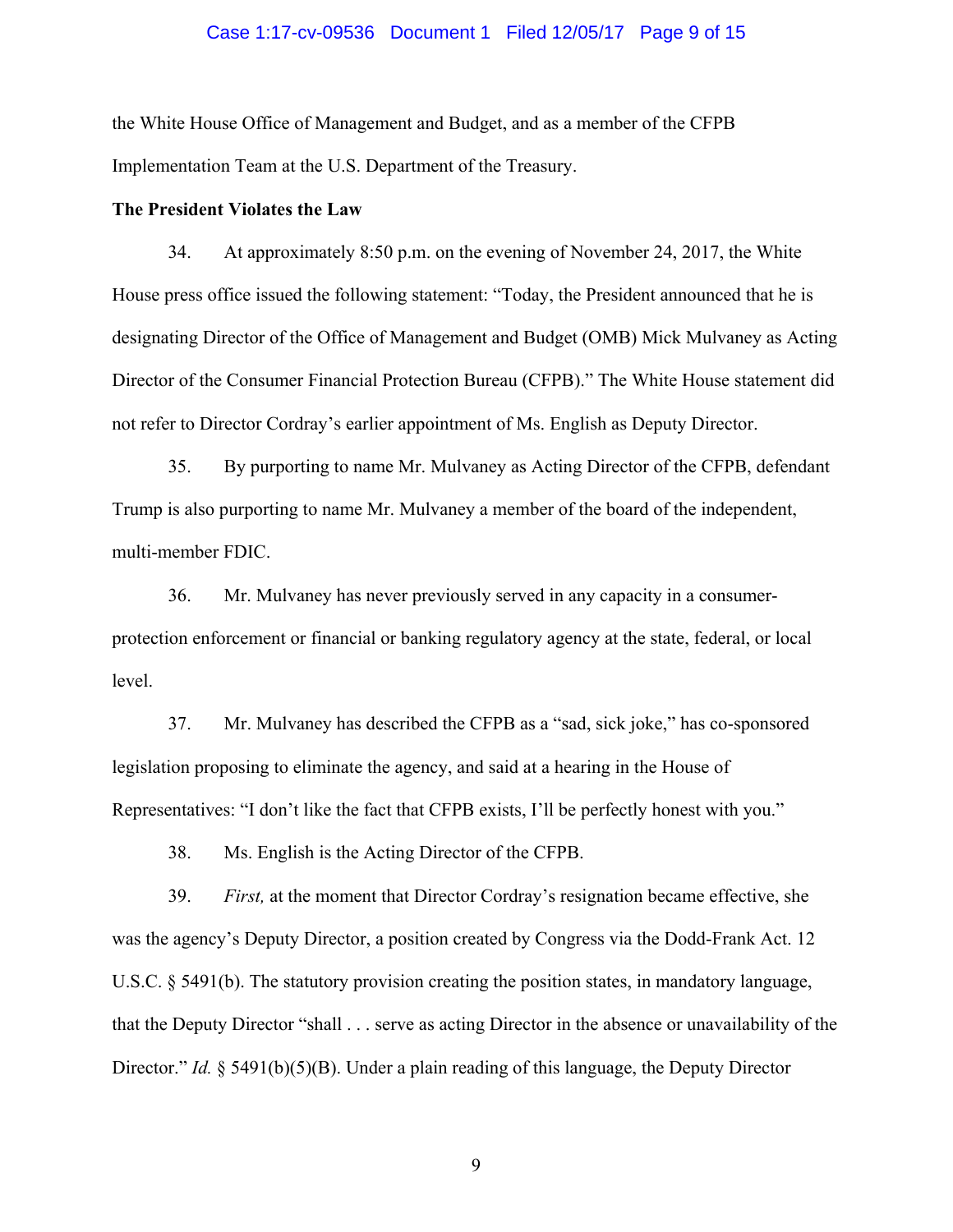the White House Office of Management and Budget, and as a member of the CFPB Implementation Team at the U.S. Department of the Treasury.

**The President Violates the Law**

34. At approximately 8:50 p.m. on the evening of November 24, 2017, the White House press office issued the following statement: "Today, the President announced that he is designating Director of the Office of Management and Budget (OMB) Mick Mulvaney as Acting Director of the Consumer Financial Protection Bureau (CFPB)." The White House statement did not refer to Director Cordray's earlier appointment of Ms. English as Deputy Director.

35. By purporting to name Mr. Mulvaney as Acting Director of the CFPB, defendant Trump is also purporting to name Mr. Mulvaney a member of the board of the independent, multi-member FDIC.

36. Mr. Mulvaney has never previously served in any capacity in a consumer-protection enforcement or financial or banking regulatory agency at the state, federal, or local level.

37. Mr. Mulvaney has described the CFPB as a "sad, sick joke," has co-sponsored legislation proposing to eliminate the agency, and said at a hearing in the House of Representatives: "I don't like the fact that CFPB exists, I'll be perfectly honest with you."

38. Ms. English is the Acting Director of the CFPB.

39. *First,* at the moment that Director Cordray's resignation became effective, she was the agency's Deputy Director, a position created by Congress via the Dodd-Frank Act. 12 U.S.C. § 5491(b). The statutory provision creating the position states, in mandatory language, that the Deputy Director "shall . . . serve as acting Director in the absence or unavailability of the Director." *Id.* § 5491(b)(5)(B). Under a plain reading of this language, the Deputy Director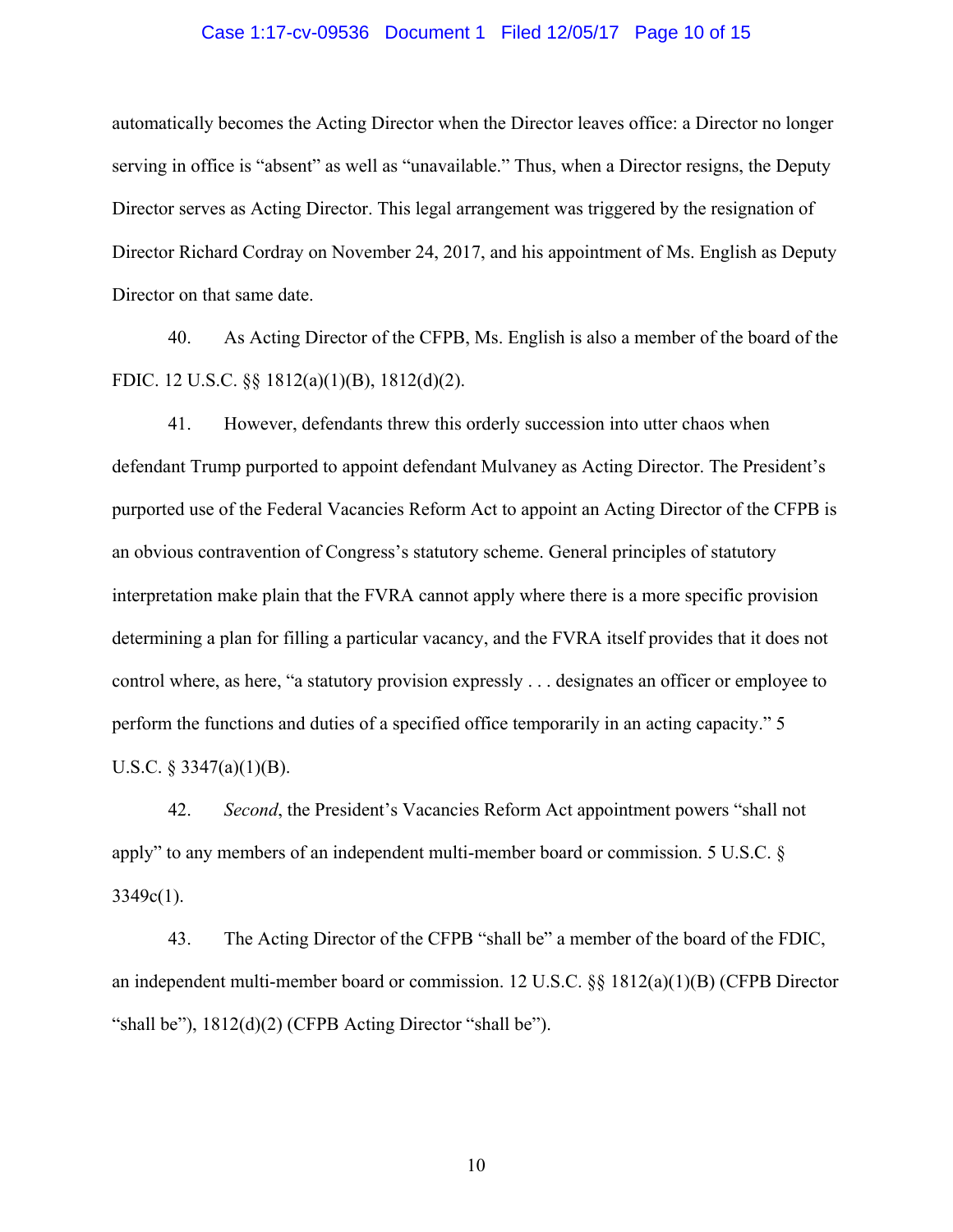automatically becomes the Acting Director when the Director leaves office: a Director no longer serving in office is "absent" as well as "unavailable." Thus, when a Director resigns, the Deputy Director serves as Acting Director. This legal arrangement was triggered by the resignation of Director Richard Cordray on November 24, 2017, and his appointment of Ms. English as Deputy Director on that same date.

40. As Acting Director of the CFPB, Ms. English is also a member of the board of the FDIC. 12 U.S.C. §§ 1812(a)(1)(B), 1812(d)(2).

41. However, defendants threw this orderly succession into utter chaos when defendant Trump purported to appoint defendant Mulvaney as Acting Director. The President's purported use of the Federal Vacancies Reform Act to appoint an Acting Director of the CFPB is an obvious contravention of Congress's statutory scheme. General principles of statutory interpretation make plain that the FVRA cannot apply where there is a more specific provision determining a plan for filling a particular vacancy, and the FVRA itself provides that it does not control where, as here, "a statutory provision expressly . . . designates an officer or employee to perform the functions and duties of a specified office temporarily in an acting capacity." 5 U.S.C. § 3347(a)(1)(B).

42. *Second*, the President's Vacancies Reform Act appointment powers "shall not apply" to any members of an independent multi-member board or commission. 5 U.S.C. § 3349c(1).

43. The Acting Director of the CFPB "shall be" a member of the board of the FDIC, an independent multi-member board or commission. 12 U.S.C. §§ 1812(a)(1)(B) (CFPB Director "shall be"), 1812(d)(2) (CFPB Acting Director "shall be").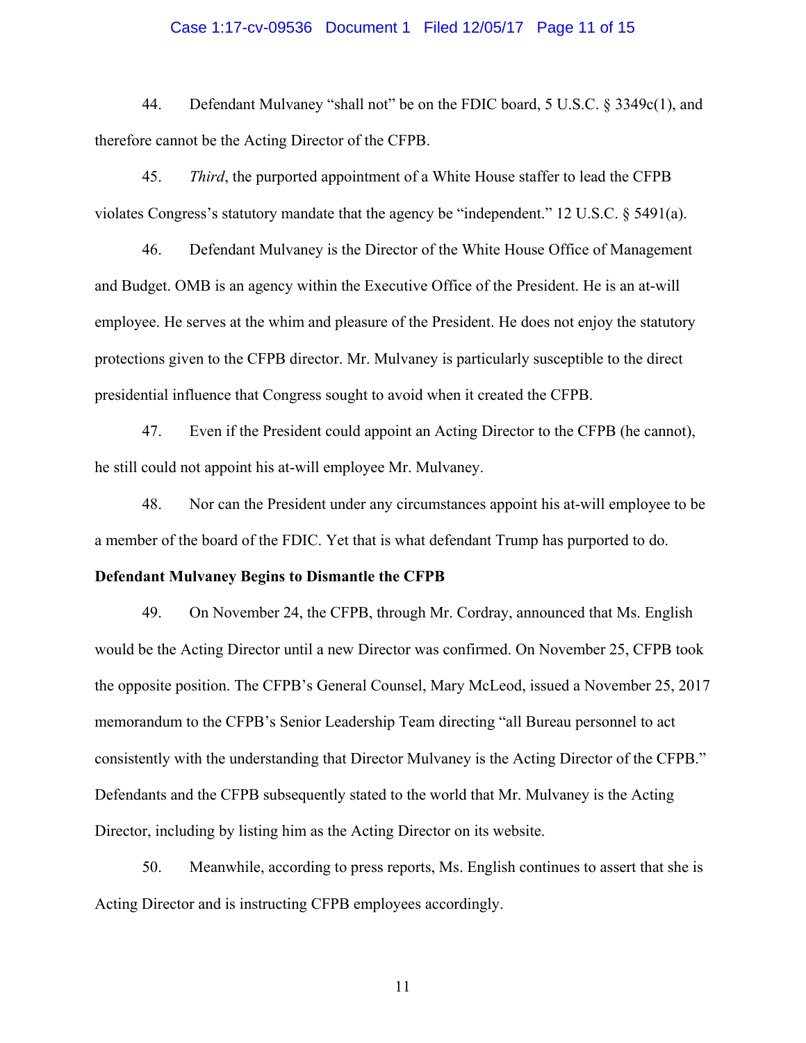44. Defendant Mulvaney "shall not" be on the FDIC board, 5 U.S.C. § 3349c(1), and therefore cannot be the Acting Director of the CFPB.

45. *Third*, the purported appointment of a White House staffer to lead the CFPB violates Congress's statutory mandate that the agency be "independent." 12 U.S.C. § 5491(a).

46. Defendant Mulvaney is the Director of the White House Office of Management and Budget. OMB is an agency within the Executive Office of the President. He is an at-will employee. He serves at the whim and pleasure of the President. He does not enjoy the statutory protections given to the CFPB director. Mr. Mulvaney is particularly susceptible to the direct presidential influence that Congress sought to avoid when it created the CFPB.

47. Even if the President could appoint an Acting Director to the CFPB (he cannot), he still could not appoint his at-will employee Mr. Mulvaney.

48. Nor can the President under any circumstances appoint his at-will employee to be a member of the board of the FDIC. Yet that is what defendant Trump has purported to do.

**Defendant Mulvaney Begins to Dismantle the CFPB**

49. On November 24, the CFPB, through Mr. Cordray, announced that Ms. English would be the Acting Director until a new Director was confirmed. On November 25, CFPB took the opposite position. The CFPB's General Counsel, Mary McLeod, issued a November 25, 2017 memorandum to the CFPB's Senior Leadership Team directing "all Bureau personnel to act consistently with the understanding that Director Mulvaney is the Acting Director of the CFPB." Defendants and the CFPB subsequently stated to the world that Mr. Mulvaney is the Acting Director, including by listing him as the Acting Director on its website.

50. Meanwhile, according to press reports, Ms. English continues to assert that she is Acting Director and is instructing CFPB employees accordingly.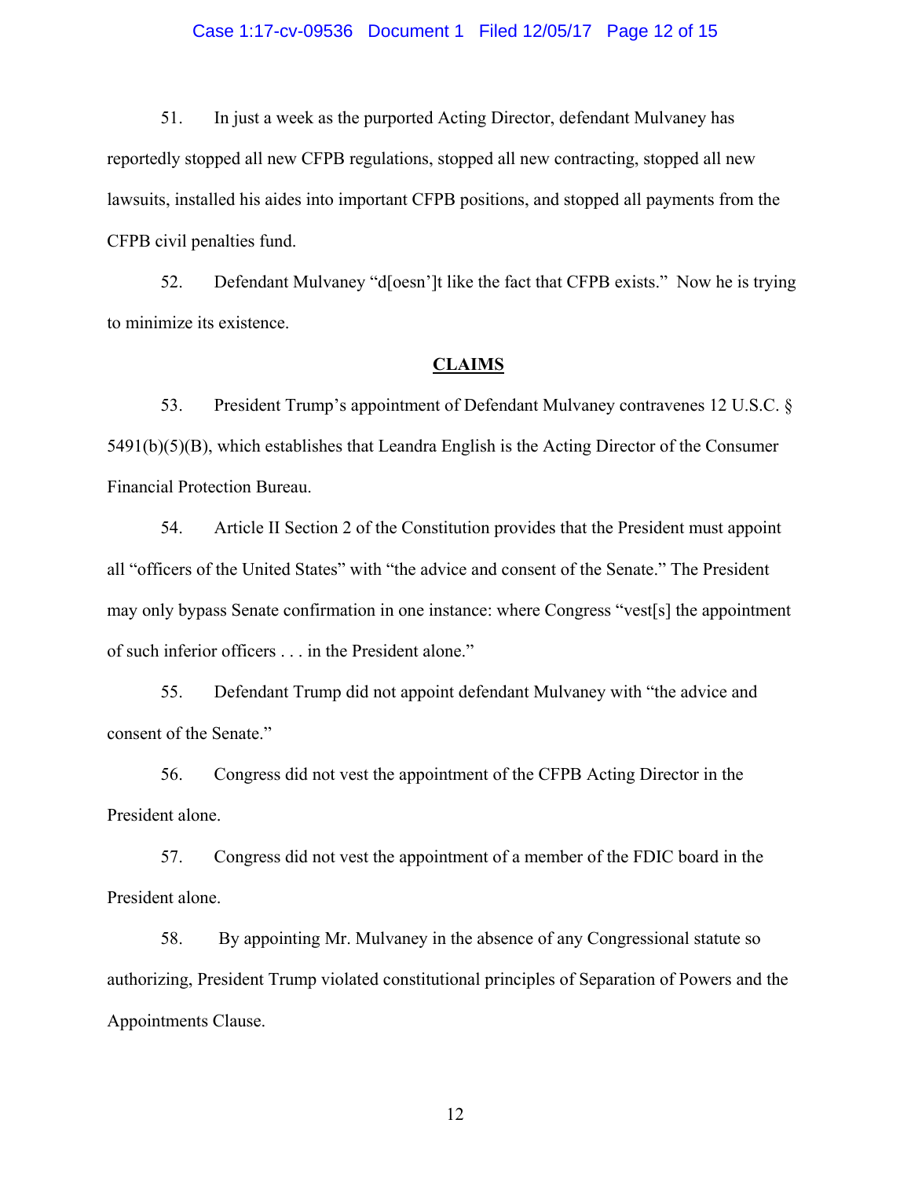51. In just a week as the purported Acting Director, defendant Mulvaney has reportedly stopped all new CFPB regulations, stopped all new contracting, stopped all new lawsuits, installed his aides into important CFPB positions, and stopped all payments from the CFPB civil penalties fund.

52. Defendant Mulvaney "d[oesn']t like the fact that CFPB exists." Now he is trying to minimize its existence.

## CLAIMS

53. President Trump's appointment of Defendant Mulvaney contravenes 12 U.S.C. § 5491(b)(5)(B), which establishes that Leandra English is the Acting Director of the Consumer Financial Protection Bureau.

54. Article II Section 2 of the Constitution provides that the President must appoint all "officers of the United States" with "the advice and consent of the Senate." The President may only bypass Senate confirmation in one instance: where Congress "vest[s] the appointment of such inferior officers . . . in the President alone."

55. Defendant Trump did not appoint defendant Mulvaney with "the advice and consent of the Senate."

56. Congress did not vest the appointment of the CFPB Acting Director in the President alone.

57. Congress did not vest the appointment of a member of the FDIC board in the President alone.

58. By appointing Mr. Mulvaney in the absence of any Congressional statute so authorizing, President Trump violated constitutional principles of Separation of Powers and the Appointments Clause.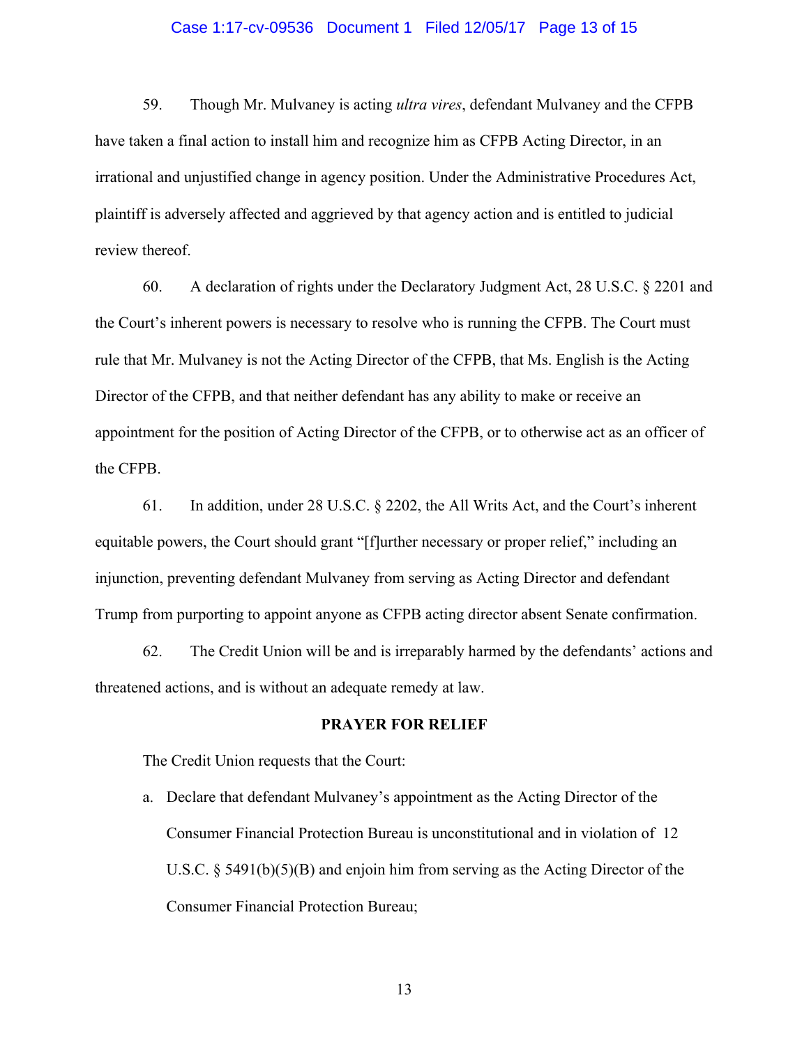59. Though Mr. Mulvaney is acting *ultra vires*, defendant Mulvaney and the CFPB have taken a final action to install him and recognize him as CFPB Acting Director, in an irrational and unjustified change in agency position. Under the Administrative Procedures Act, plaintiff is adversely affected and aggrieved by that agency action and is entitled to judicial review thereof.

60. A declaration of rights under the Declaratory Judgment Act, 28 U.S.C. § 2201 and the Court's inherent powers is necessary to resolve who is running the CFPB. The Court must rule that Mr. Mulvaney is not the Acting Director of the CFPB, that Ms. English is the Acting Director of the CFPB, and that neither defendant has any ability to make or receive an appointment for the position of Acting Director of the CFPB, or to otherwise act as an officer of the CFPB.

61. In addition, under 28 U.S.C. § 2202, the All Writs Act, and the Court's inherent equitable powers, the Court should grant "[f]urther necessary or proper relief," including an injunction, preventing defendant Mulvaney from serving as Acting Director and defendant Trump from purporting to appoint anyone as CFPB acting director absent Senate confirmation.

62. The Credit Union will be and is irreparably harmed by the defendants' actions and threatened actions, and is without an adequate remedy at law.

## PRAYER FOR RELIEF

The Credit Union requests that the Court:

a. Declare that defendant Mulvaney's appointment as the Acting Director of the Consumer Financial Protection Bureau is unconstitutional and in violation of 12 U.S.C. § 5491(b)(5)(B) and enjoin him from serving as the Acting Director of the Consumer Financial Protection Bureau;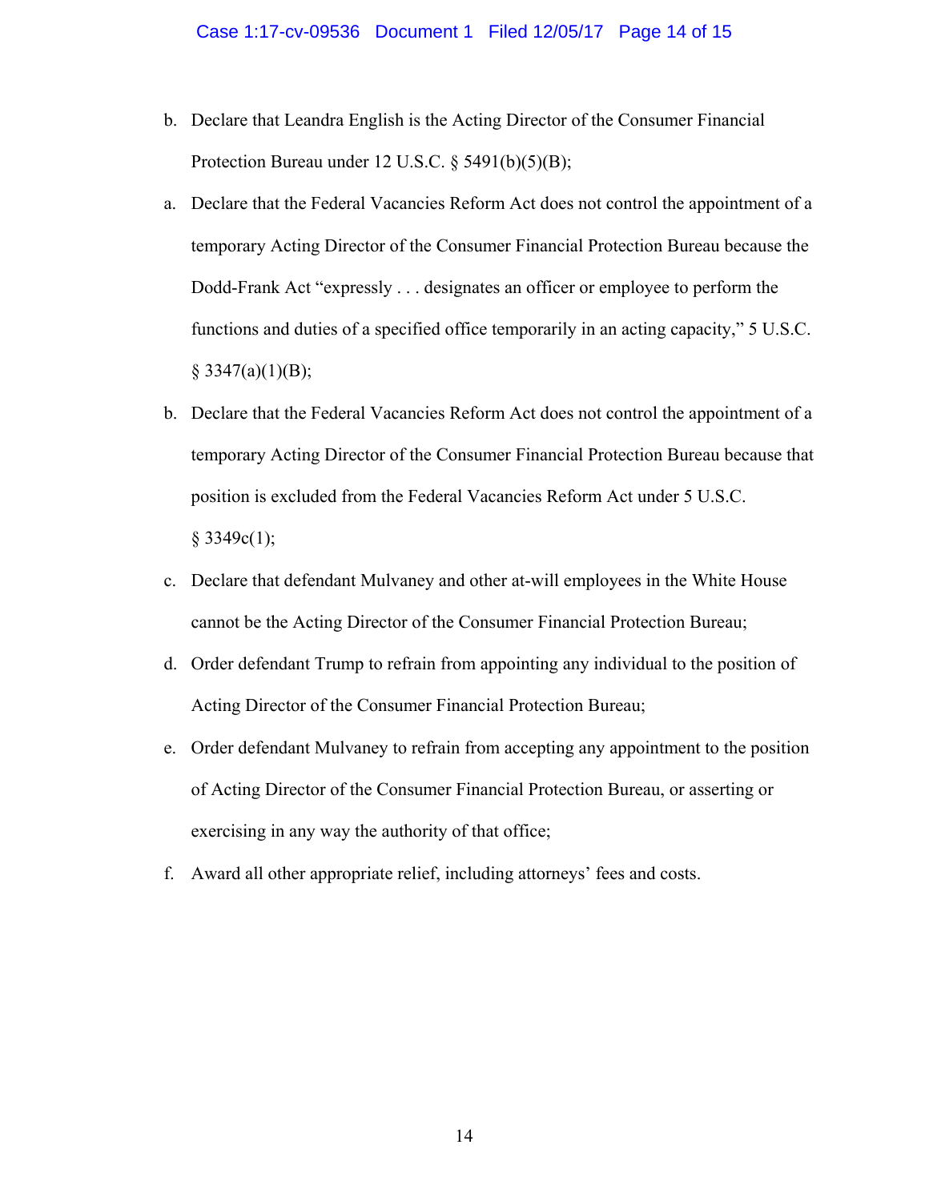b. Declare that Leandra English is the Acting Director of the Consumer Financial Protection Bureau under 12 U.S.C. § 5491(b)(5)(B);

a. Declare that the Federal Vacancies Reform Act does not control the appointment of a temporary Acting Director of the Consumer Financial Protection Bureau because the Dodd-Frank Act "expressly . . . designates an officer or employee to perform the functions and duties of a specified office temporarily in an acting capacity," 5 U.S.C. § 3347(a)(1)(B);

b. Declare that the Federal Vacancies Reform Act does not control the appointment of a temporary Acting Director of the Consumer Financial Protection Bureau because that position is excluded from the Federal Vacancies Reform Act under 5 U.S.C. § 3349c(1);

c. Declare that defendant Mulvaney and other at-will employees in the White House cannot be the Acting Director of the Consumer Financial Protection Bureau;

d. Order defendant Trump to refrain from appointing any individual to the position of Acting Director of the Consumer Financial Protection Bureau;

e. Order defendant Mulvaney to refrain from accepting any appointment to the position of Acting Director of the Consumer Financial Protection Bureau, or asserting or exercising in any way the authority of that office;

f. Award all other appropriate relief, including attorneys' fees and costs.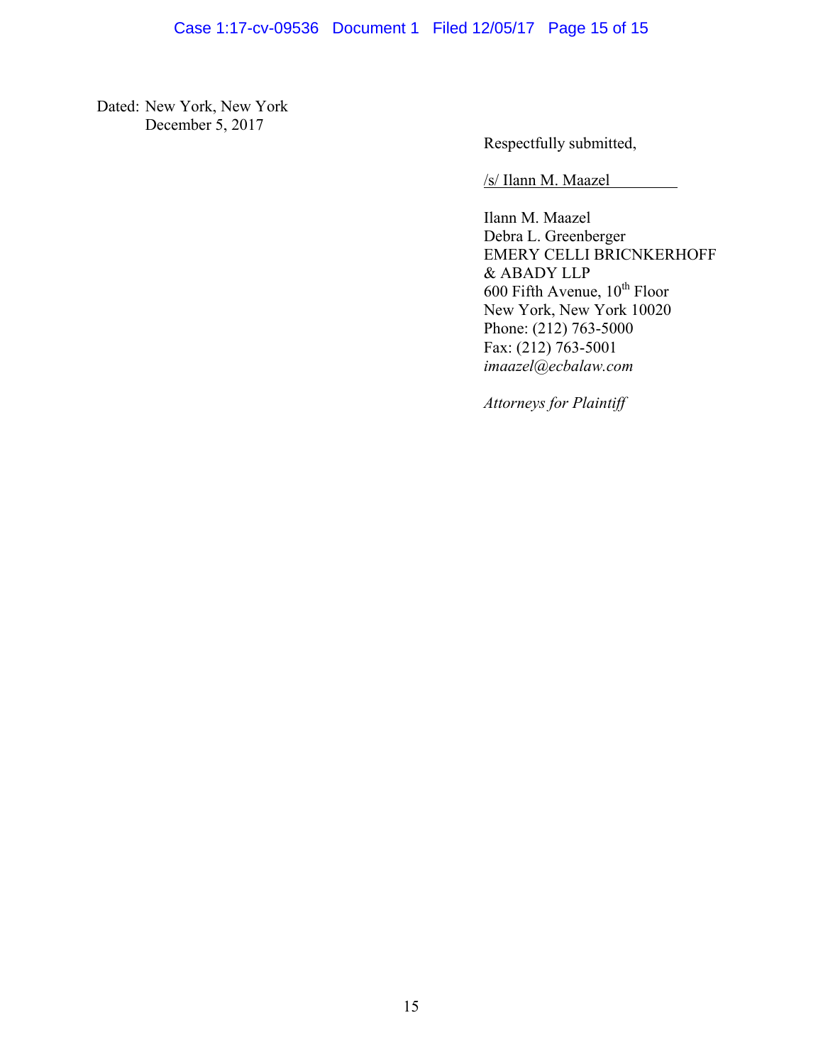Dated: New York, New York
December 5, 2017

Respectfully submitted,

/s/ Ilann M. Maazel

Ilann M. Maazel
Debra L. Greenberger
EMERY CELLI BRICNKERHOFF
& ABADY LLP
600 Fifth Avenue, 10th Floor
New York, New York 10020
Phone: (212) 763-5000
Fax: (212) 763-5001
*imaazel@ecbalaw.com*

*Attorneys for Plaintiff*